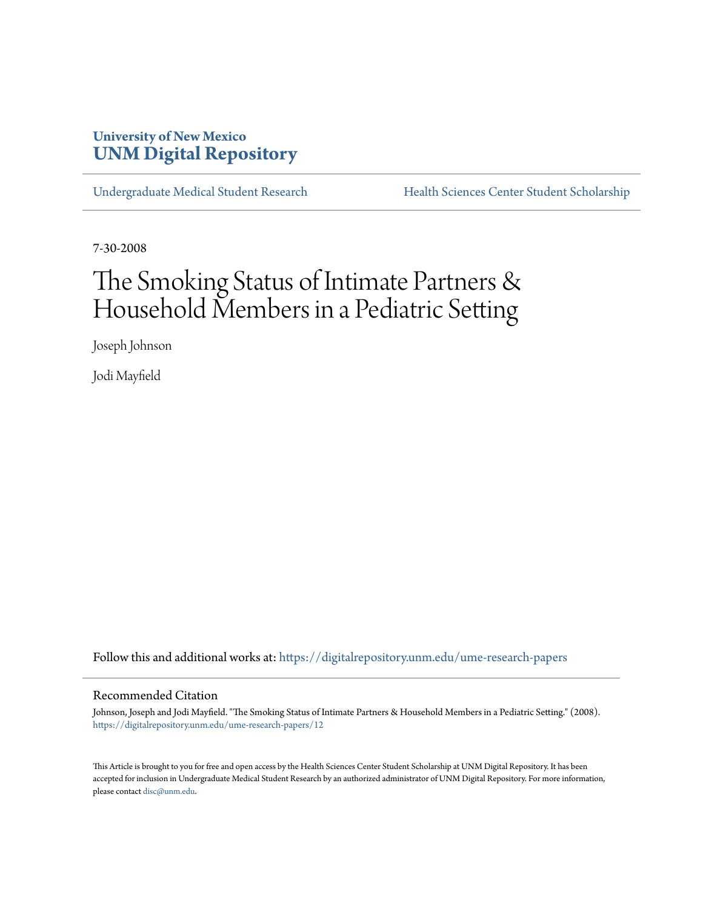University of New Mexico
**UNM Digital Repository**

Undergraduate Medical Student Research

Health Sciences Center Student Scholarship

7-30-2008

# The Smoking Status of Intimate Partners & Household Members in a Pediatric Setting

Joseph Johnson

Jodi Mayfield

Follow this and additional works at: https://digitalrepository.unm.edu/ume-research-papers

## Recommended Citation

Johnson, Joseph and Jodi Mayfield. "The Smoking Status of Intimate Partners & Household Members in a Pediatric Setting." (2008). https://digitalrepository.unm.edu/ume-research-papers/12

This Article is brought to you for free and open access by the Health Sciences Center Student Scholarship at UNM Digital Repository. It has been accepted for inclusion in Undergraduate Medical Student Research by an authorized administrator of UNM Digital Repository. For more information, please contact disc@unm.edu.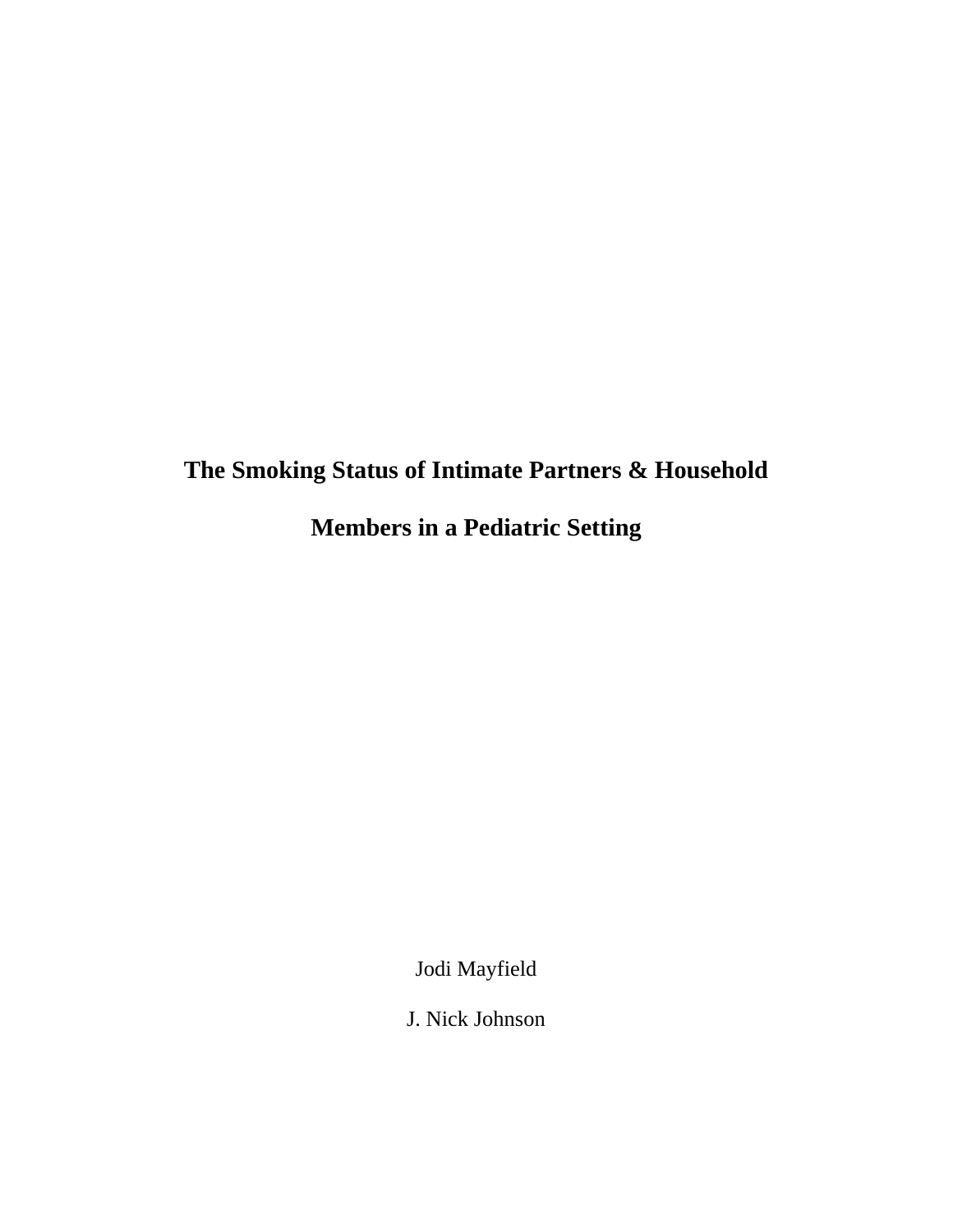# The Smoking Status of Intimate Partners & Household Members in a Pediatric Setting

Jodi Mayfield

J. Nick Johnson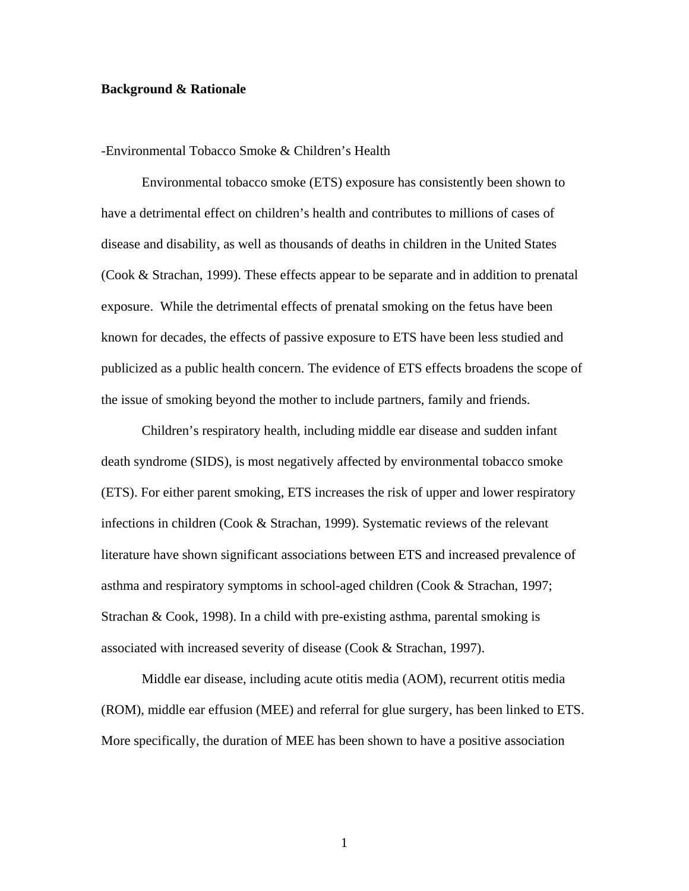**Background & Rationale**

-Environmental Tobacco Smoke & Children's Health

Environmental tobacco smoke (ETS) exposure has consistently been shown to have a detrimental effect on children's health and contributes to millions of cases of disease and disability, as well as thousands of deaths in children in the United States (Cook & Strachan, 1999). These effects appear to be separate and in addition to prenatal exposure. While the detrimental effects of prenatal smoking on the fetus have been known for decades, the effects of passive exposure to ETS have been less studied and publicized as a public health concern. The evidence of ETS effects broadens the scope of the issue of smoking beyond the mother to include partners, family and friends.

Children's respiratory health, including middle ear disease and sudden infant death syndrome (SIDS), is most negatively affected by environmental tobacco smoke (ETS). For either parent smoking, ETS increases the risk of upper and lower respiratory infections in children (Cook & Strachan, 1999). Systematic reviews of the relevant literature have shown significant associations between ETS and increased prevalence of asthma and respiratory symptoms in school-aged children (Cook & Strachan, 1997; Strachan & Cook, 1998). In a child with pre-existing asthma, parental smoking is associated with increased severity of disease (Cook & Strachan, 1997).

Middle ear disease, including acute otitis media (AOM), recurrent otitis media (ROM), middle ear effusion (MEE) and referral for glue surgery, has been linked to ETS. More specifically, the duration of MEE has been shown to have a positive association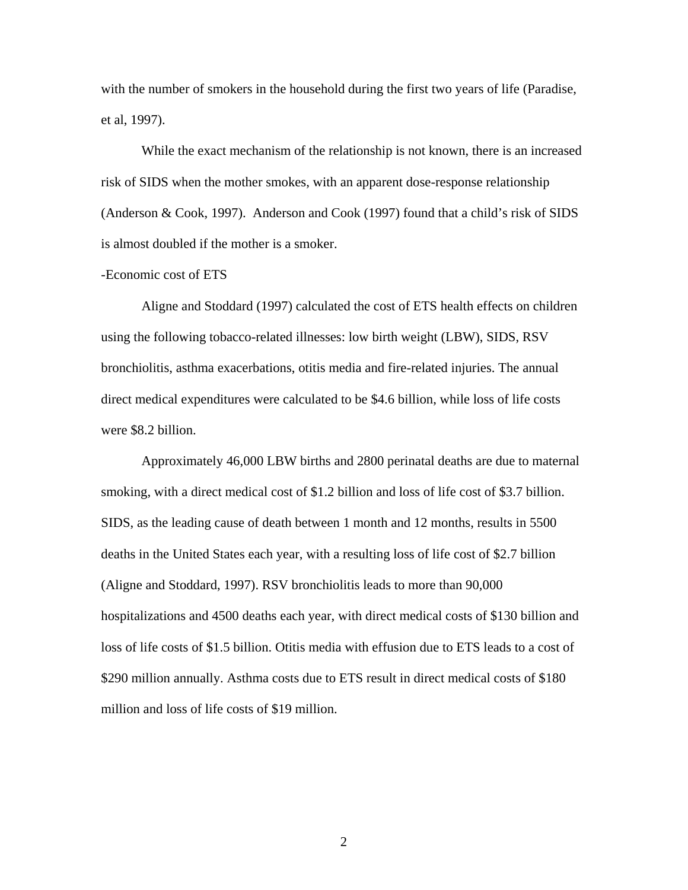with the number of smokers in the household during the first two years of life (Paradise, et al, 1997).

While the exact mechanism of the relationship is not known, there is an increased risk of SIDS when the mother smokes, with an apparent dose-response relationship (Anderson & Cook, 1997). Anderson and Cook (1997) found that a child's risk of SIDS is almost doubled if the mother is a smoker.

-Economic cost of ETS

Aligne and Stoddard (1997) calculated the cost of ETS health effects on children using the following tobacco-related illnesses: low birth weight (LBW), SIDS, RSV bronchiolitis, asthma exacerbations, otitis media and fire-related injuries. The annual direct medical expenditures were calculated to be $4.6 billion, while loss of life costs were $8.2 billion.

Approximately 46,000 LBW births and 2800 perinatal deaths are due to maternal smoking, with a direct medical cost of $1.2 billion and loss of life cost of $3.7 billion. SIDS, as the leading cause of death between 1 month and 12 months, results in 5500 deaths in the United States each year, with a resulting loss of life cost of $2.7 billion (Aligne and Stoddard, 1997). RSV bronchiolitis leads to more than 90,000 hospitalizations and 4500 deaths each year, with direct medical costs of $130 billion and loss of life costs of $1.5 billion. Otitis media with effusion due to ETS leads to a cost of $290 million annually. Asthma costs due to ETS result in direct medical costs of $180 million and loss of life costs of $19 million.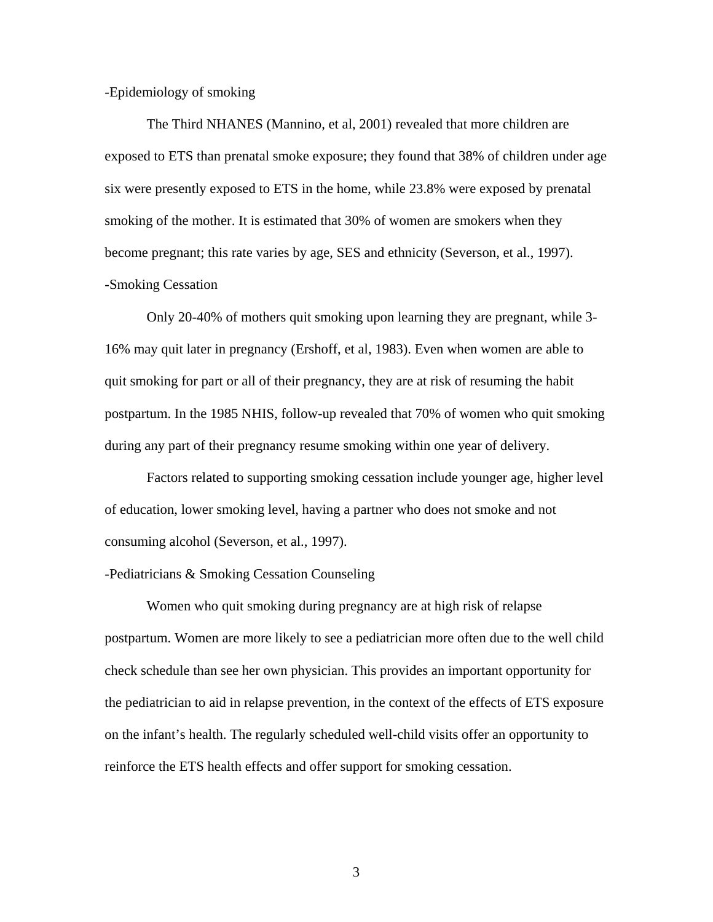-Epidemiology of smoking

The Third NHANES (Mannino, et al, 2001) revealed that more children are exposed to ETS than prenatal smoke exposure; they found that 38% of children under age six were presently exposed to ETS in the home, while 23.8% were exposed by prenatal smoking of the mother. It is estimated that 30% of women are smokers when they become pregnant; this rate varies by age, SES and ethnicity (Severson, et al., 1997).

-Smoking Cessation

Only 20-40% of mothers quit smoking upon learning they are pregnant, while 3-16% may quit later in pregnancy (Ershoff, et al, 1983). Even when women are able to quit smoking for part or all of their pregnancy, they are at risk of resuming the habit postpartum. In the 1985 NHIS, follow-up revealed that 70% of women who quit smoking during any part of their pregnancy resume smoking within one year of delivery.

Factors related to supporting smoking cessation include younger age, higher level of education, lower smoking level, having a partner who does not smoke and not consuming alcohol (Severson, et al., 1997).

-Pediatricians & Smoking Cessation Counseling

Women who quit smoking during pregnancy are at high risk of relapse postpartum. Women are more likely to see a pediatrician more often due to the well child check schedule than see her own physician. This provides an important opportunity for the pediatrician to aid in relapse prevention, in the context of the effects of ETS exposure on the infant's health. The regularly scheduled well-child visits offer an opportunity to reinforce the ETS health effects and offer support for smoking cessation.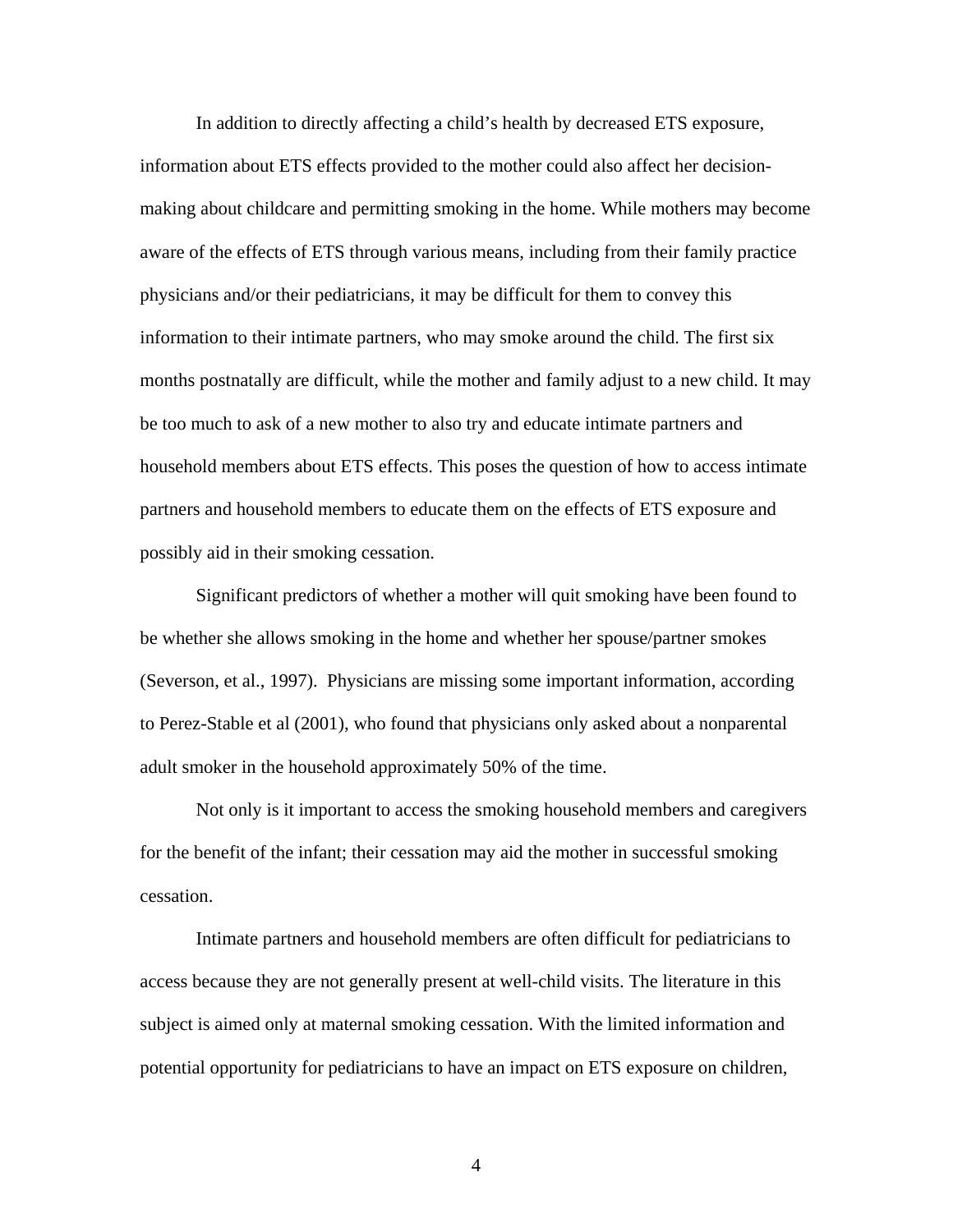In addition to directly affecting a child's health by decreased ETS exposure, information about ETS effects provided to the mother could also affect her decision-making about childcare and permitting smoking in the home. While mothers may become aware of the effects of ETS through various means, including from their family practice physicians and/or their pediatricians, it may be difficult for them to convey this information to their intimate partners, who may smoke around the child. The first six months postnatally are difficult, while the mother and family adjust to a new child. It may be too much to ask of a new mother to also try and educate intimate partners and household members about ETS effects. This poses the question of how to access intimate partners and household members to educate them on the effects of ETS exposure and possibly aid in their smoking cessation.

Significant predictors of whether a mother will quit smoking have been found to be whether she allows smoking in the home and whether her spouse/partner smokes (Severson, et al., 1997). Physicians are missing some important information, according to Perez-Stable et al (2001), who found that physicians only asked about a nonparental adult smoker in the household approximately 50% of the time.

Not only is it important to access the smoking household members and caregivers for the benefit of the infant; their cessation may aid the mother in successful smoking cessation.

Intimate partners and household members are often difficult for pediatricians to access because they are not generally present at well-child visits. The literature in this subject is aimed only at maternal smoking cessation. With the limited information and potential opportunity for pediatricians to have an impact on ETS exposure on children,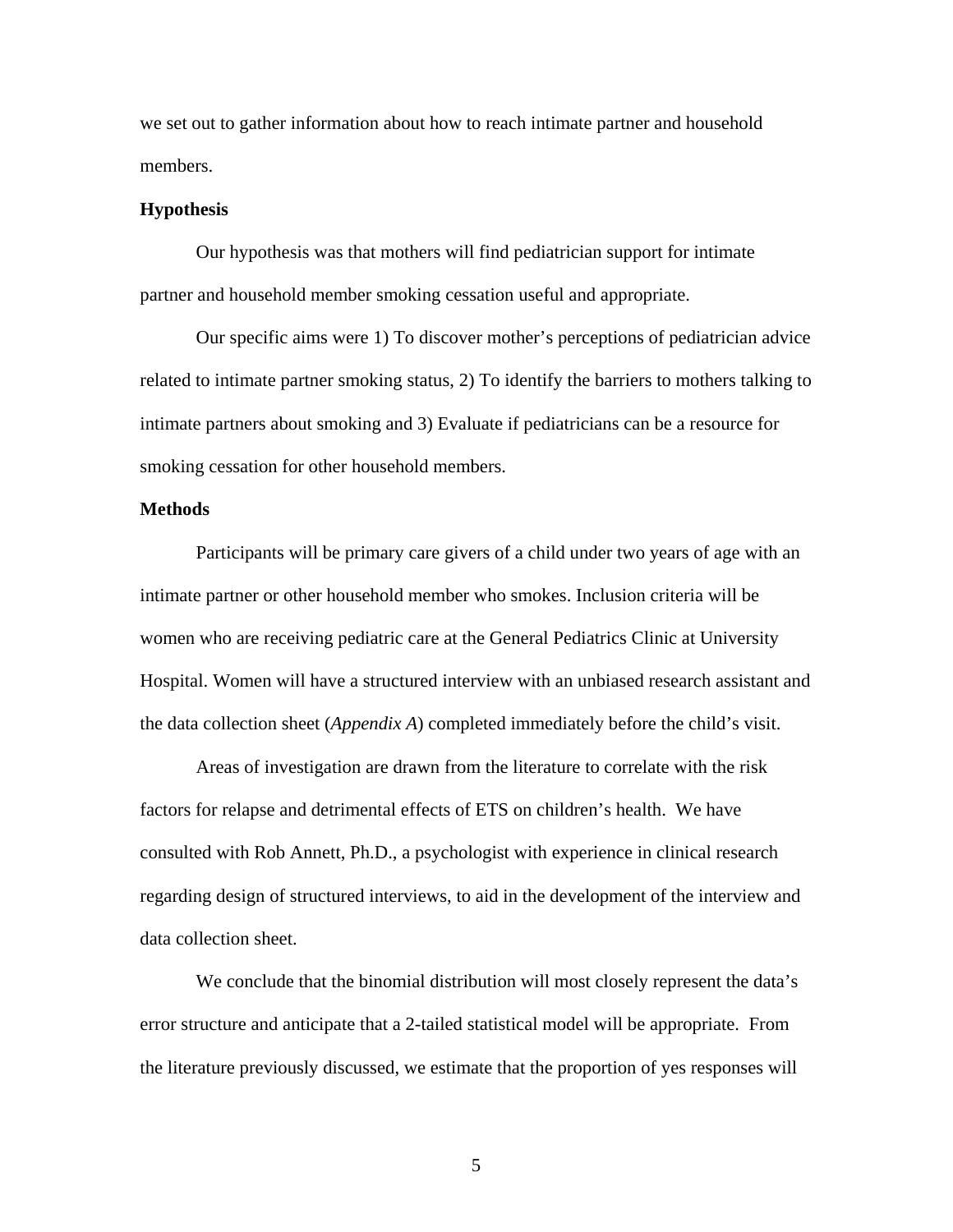we set out to gather information about how to reach intimate partner and household members.

**Hypothesis**

Our hypothesis was that mothers will find pediatrician support for intimate partner and household member smoking cessation useful and appropriate.

Our specific aims were 1) To discover mother's perceptions of pediatrician advice related to intimate partner smoking status, 2) To identify the barriers to mothers talking to intimate partners about smoking and 3) Evaluate if pediatricians can be a resource for smoking cessation for other household members.

**Methods**

Participants will be primary care givers of a child under two years of age with an intimate partner or other household member who smokes. Inclusion criteria will be women who are receiving pediatric care at the General Pediatrics Clinic at University Hospital. Women will have a structured interview with an unbiased research assistant and the data collection sheet (*Appendix A*) completed immediately before the child's visit.

Areas of investigation are drawn from the literature to correlate with the risk factors for relapse and detrimental effects of ETS on children's health. We have consulted with Rob Annett, Ph.D., a psychologist with experience in clinical research regarding design of structured interviews, to aid in the development of the interview and data collection sheet.

We conclude that the binomial distribution will most closely represent the data's error structure and anticipate that a 2-tailed statistical model will be appropriate. From the literature previously discussed, we estimate that the proportion of yes responses will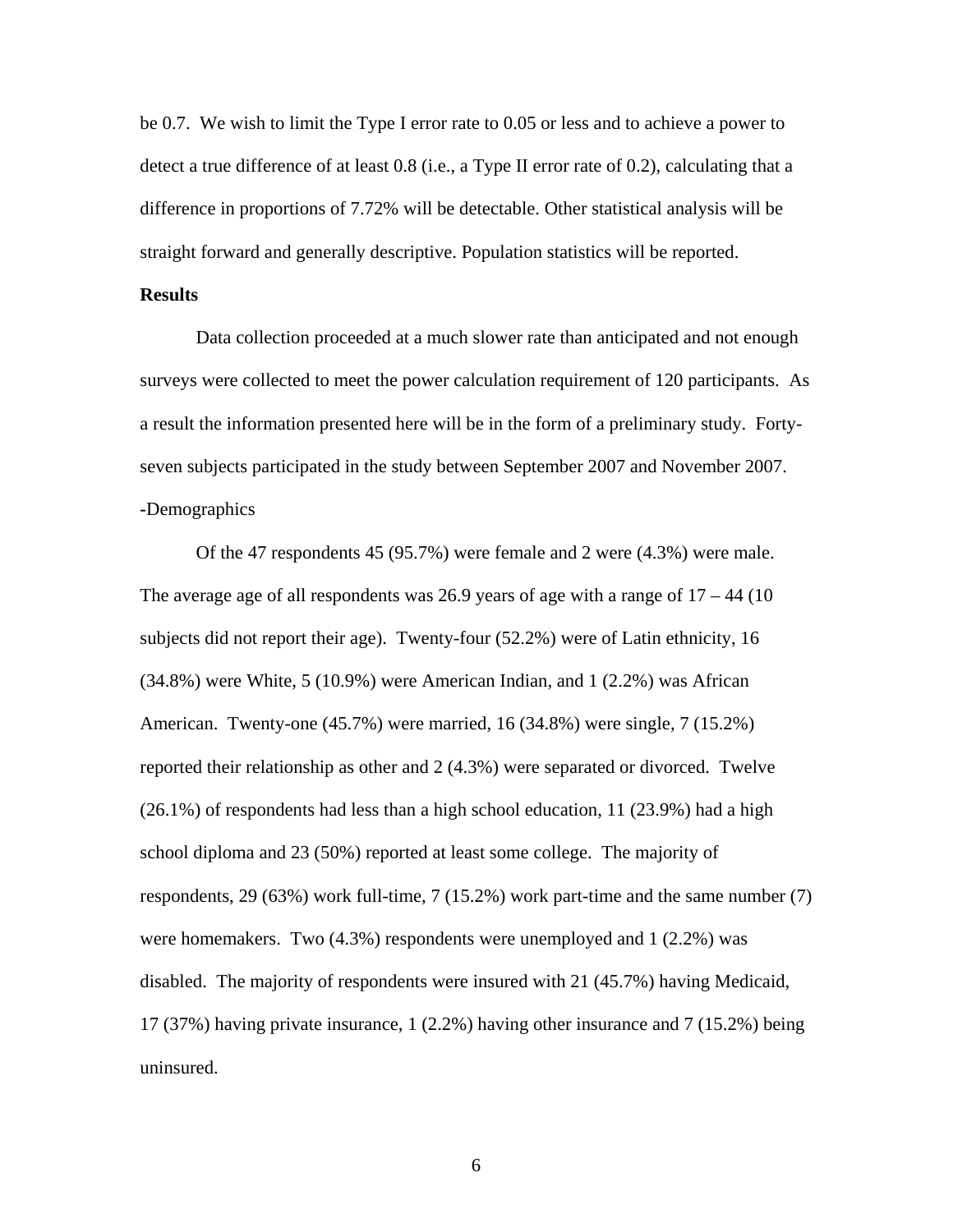be 0.7. We wish to limit the Type I error rate to 0.05 or less and to achieve a power to detect a true difference of at least 0.8 (i.e., a Type II error rate of 0.2), calculating that a difference in proportions of 7.72% will be detectable. Other statistical analysis will be straight forward and generally descriptive. Population statistics will be reported.

**Results**

Data collection proceeded at a much slower rate than anticipated and not enough surveys were collected to meet the power calculation requirement of 120 participants. As a result the information presented here will be in the form of a preliminary study. Forty-seven subjects participated in the study between September 2007 and November 2007.

**-**Demographics

Of the 47 respondents 45 (95.7%) were female and 2 were (4.3%) were male. The average age of all respondents was 26.9 years of age with a range of 17 – 44 (10 subjects did not report their age). Twenty-four (52.2%) were of Latin ethnicity, 16 (34.8%) were White, 5 (10.9%) were American Indian, and 1 (2.2%) was African American. Twenty-one (45.7%) were married, 16 (34.8%) were single, 7 (15.2%) reported their relationship as other and 2 (4.3%) were separated or divorced. Twelve (26.1%) of respondents had less than a high school education, 11 (23.9%) had a high school diploma and 23 (50%) reported at least some college. The majority of respondents, 29 (63%) work full-time, 7 (15.2%) work part-time and the same number (7) were homemakers. Two (4.3%) respondents were unemployed and 1 (2.2%) was disabled. The majority of respondents were insured with 21 (45.7%) having Medicaid, 17 (37%) having private insurance, 1 (2.2%) having other insurance and 7 (15.2%) being uninsured.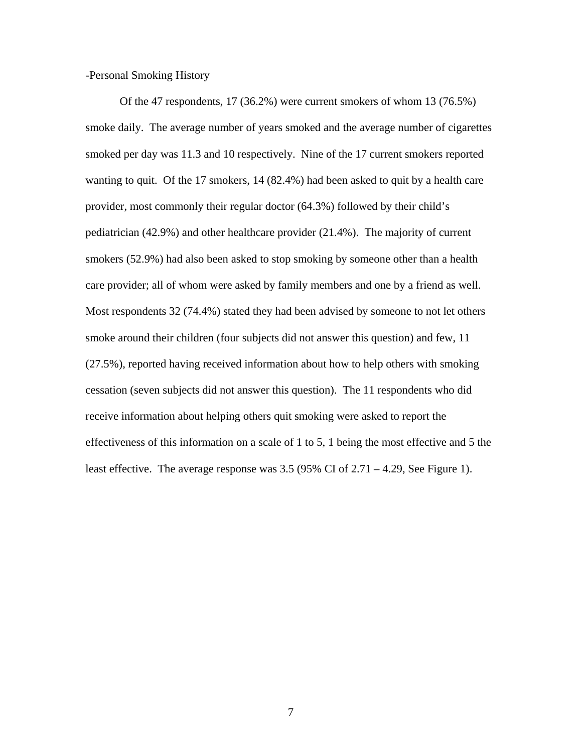-Personal Smoking History

Of the 47 respondents, 17 (36.2%) were current smokers of whom 13 (76.5%) smoke daily. The average number of years smoked and the average number of cigarettes smoked per day was 11.3 and 10 respectively. Nine of the 17 current smokers reported wanting to quit. Of the 17 smokers, 14 (82.4%) had been asked to quit by a health care provider, most commonly their regular doctor (64.3%) followed by their child's pediatrician (42.9%) and other healthcare provider (21.4%). The majority of current smokers (52.9%) had also been asked to stop smoking by someone other than a health care provider; all of whom were asked by family members and one by a friend as well. Most respondents 32 (74.4%) stated they had been advised by someone to not let others smoke around their children (four subjects did not answer this question) and few, 11 (27.5%), reported having received information about how to help others with smoking cessation (seven subjects did not answer this question). The 11 respondents who did receive information about helping others quit smoking were asked to report the effectiveness of this information on a scale of 1 to 5, 1 being the most effective and 5 the least effective. The average response was 3.5 (95% CI of 2.71 – 4.29, See Figure 1).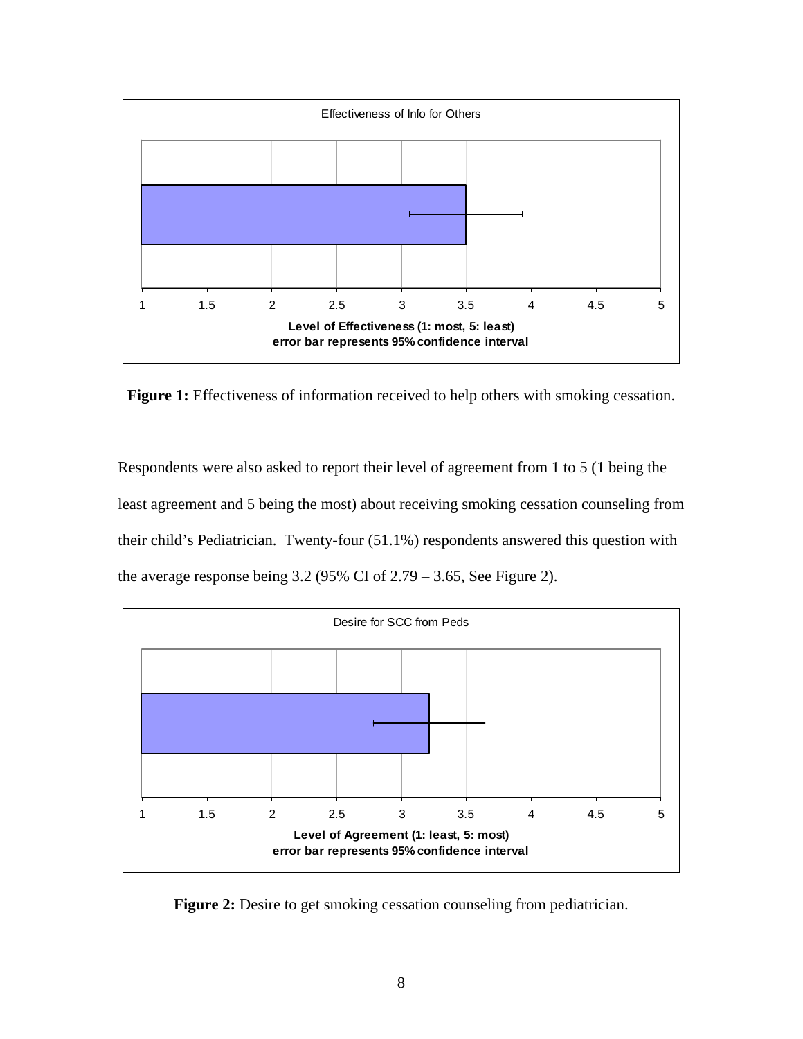**Figure 1:** Effectiveness of information received to help others with smoking cessation.

Respondents were also asked to report their level of agreement from 1 to 5 (1 being the least agreement and 5 being the most) about receiving smoking cessation counseling from their child's Pediatrician. Twenty-four (51.1%) respondents answered this question with the average response being 3.2 (95% CI of 2.79 – 3.65, See Figure 2).

**Figure 2:** Desire to get smoking cessation counseling from pediatrician.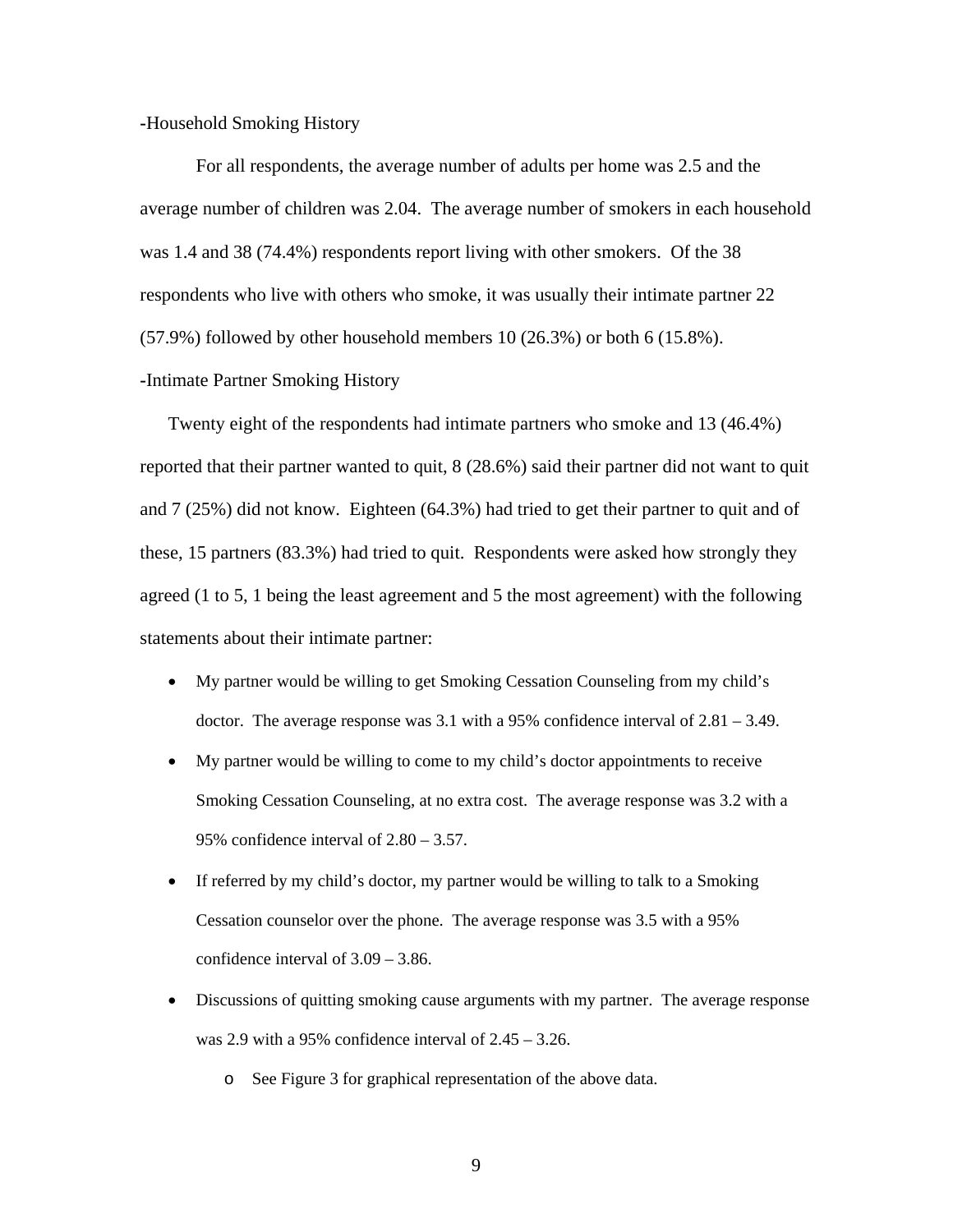-Household Smoking History

For all respondents, the average number of adults per home was 2.5 and the average number of children was 2.04. The average number of smokers in each household was 1.4 and 38 (74.4%) respondents report living with other smokers. Of the 38 respondents who live with others who smoke, it was usually their intimate partner 22 (57.9%) followed by other household members 10 (26.3%) or both 6 (15.8%).

-Intimate Partner Smoking History

Twenty eight of the respondents had intimate partners who smoke and 13 (46.4%) reported that their partner wanted to quit, 8 (28.6%) said their partner did not want to quit and 7 (25%) did not know. Eighteen (64.3%) had tried to get their partner to quit and of these, 15 partners (83.3%) had tried to quit. Respondents were asked how strongly they agreed (1 to 5, 1 being the least agreement and 5 the most agreement) with the following statements about their intimate partner:

- My partner would be willing to get Smoking Cessation Counseling from my child's doctor. The average response was 3.1 with a 95% confidence interval of 2.81 – 3.49.
- My partner would be willing to come to my child's doctor appointments to receive Smoking Cessation Counseling, at no extra cost. The average response was 3.2 with a 95% confidence interval of 2.80 – 3.57.
- If referred by my child's doctor, my partner would be willing to talk to a Smoking Cessation counselor over the phone. The average response was 3.5 with a 95% confidence interval of 3.09 – 3.86.
- Discussions of quitting smoking cause arguments with my partner. The average response was 2.9 with a 95% confidence interval of 2.45 – 3.26.
    - See Figure 3 for graphical representation of the above data.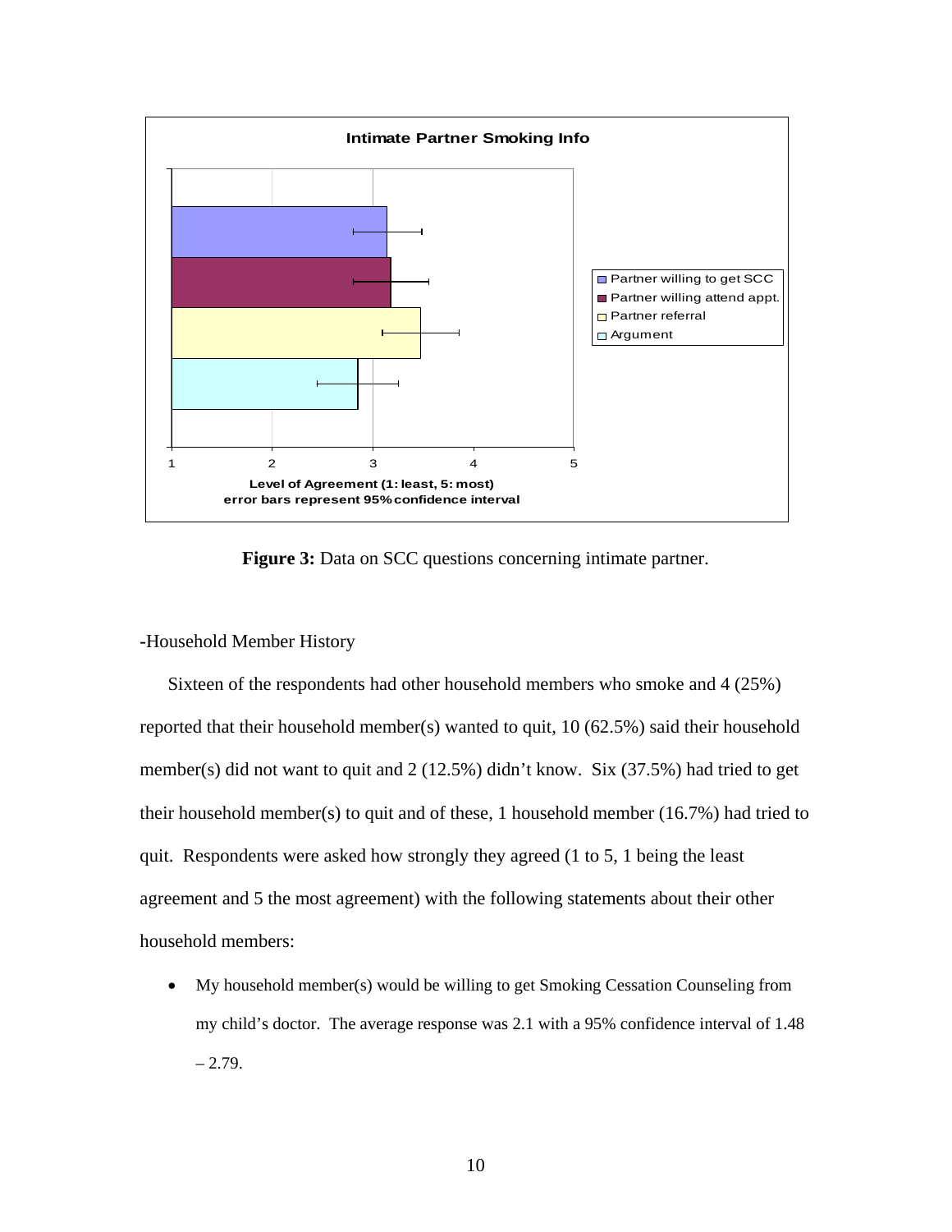**Figure 3:** Data on SCC questions concerning intimate partner.

-Household Member History

Sixteen of the respondents had other household members who smoke and 4 (25%) reported that their household member(s) wanted to quit, 10 (62.5%) said their household member(s) did not want to quit and 2 (12.5%) didn't know. Six (37.5%) had tried to get their household member(s) to quit and of these, 1 household member (16.7%) had tried to quit. Respondents were asked how strongly they agreed (1 to 5, 1 being the least agreement and 5 the most agreement) with the following statements about their other household members:

- My household member(s) would be willing to get Smoking Cessation Counseling from my child's doctor. The average response was 2.1 with a 95% confidence interval of 1.48 – 2.79.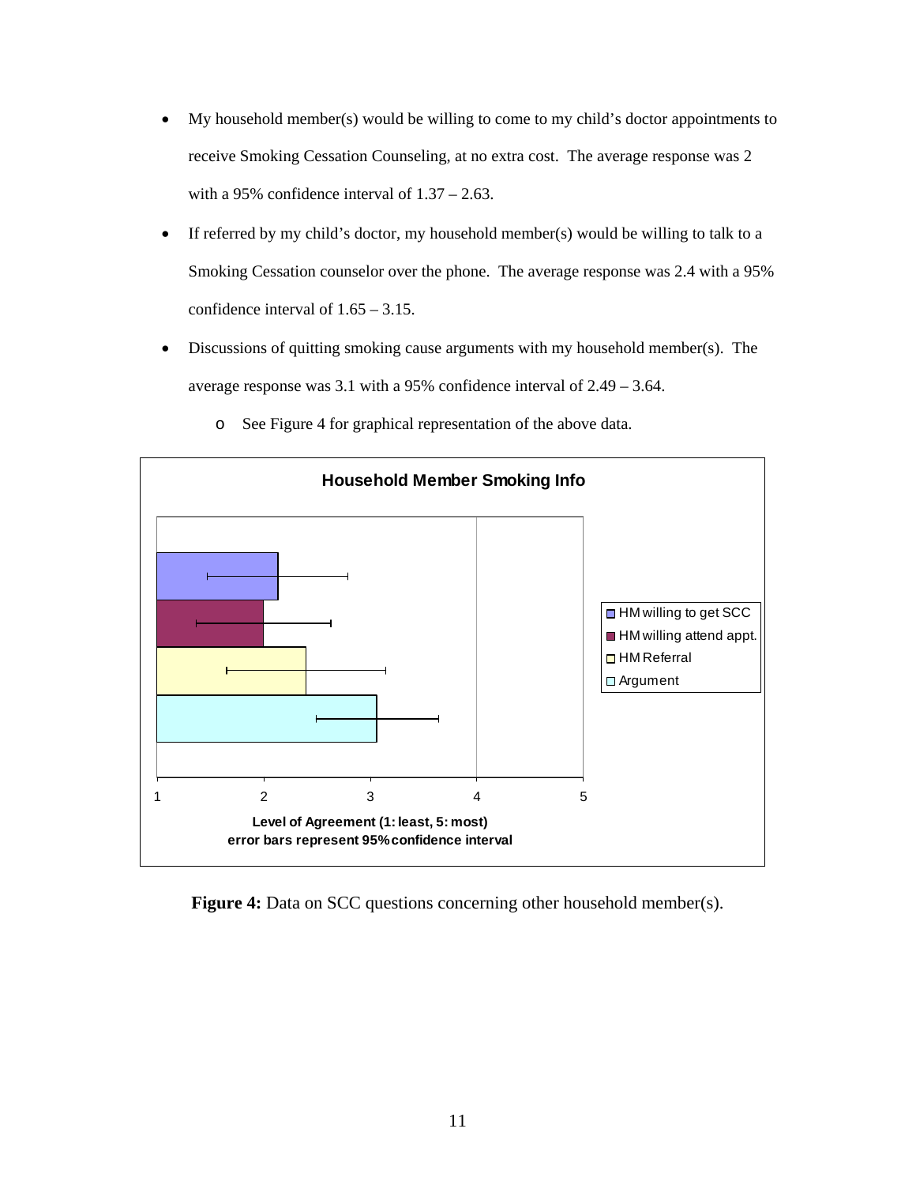- My household member(s) would be willing to come to my child's doctor appointments to receive Smoking Cessation Counseling, at no extra cost. The average response was 2 with a 95% confidence interval of 1.37 – 2.63.
- If referred by my child's doctor, my household member(s) would be willing to talk to a Smoking Cessation counselor over the phone. The average response was 2.4 with a 95% confidence interval of 1.65 – 3.15.
- Discussions of quitting smoking cause arguments with my household member(s). The average response was 3.1 with a 95% confidence interval of 2.49 – 3.64.
    - See Figure 4 for graphical representation of the above data.

**Household Member Smoking Info**

- HM willing to get SCC
- HM willing attend appt.
- HM Referral
- Argument

1 2 3 4 5

**Level of Agreement (1: least, 5: most)**
**error bars represent 95% confidence interval**

**Figure 4:** Data on SCC questions concerning other household member(s).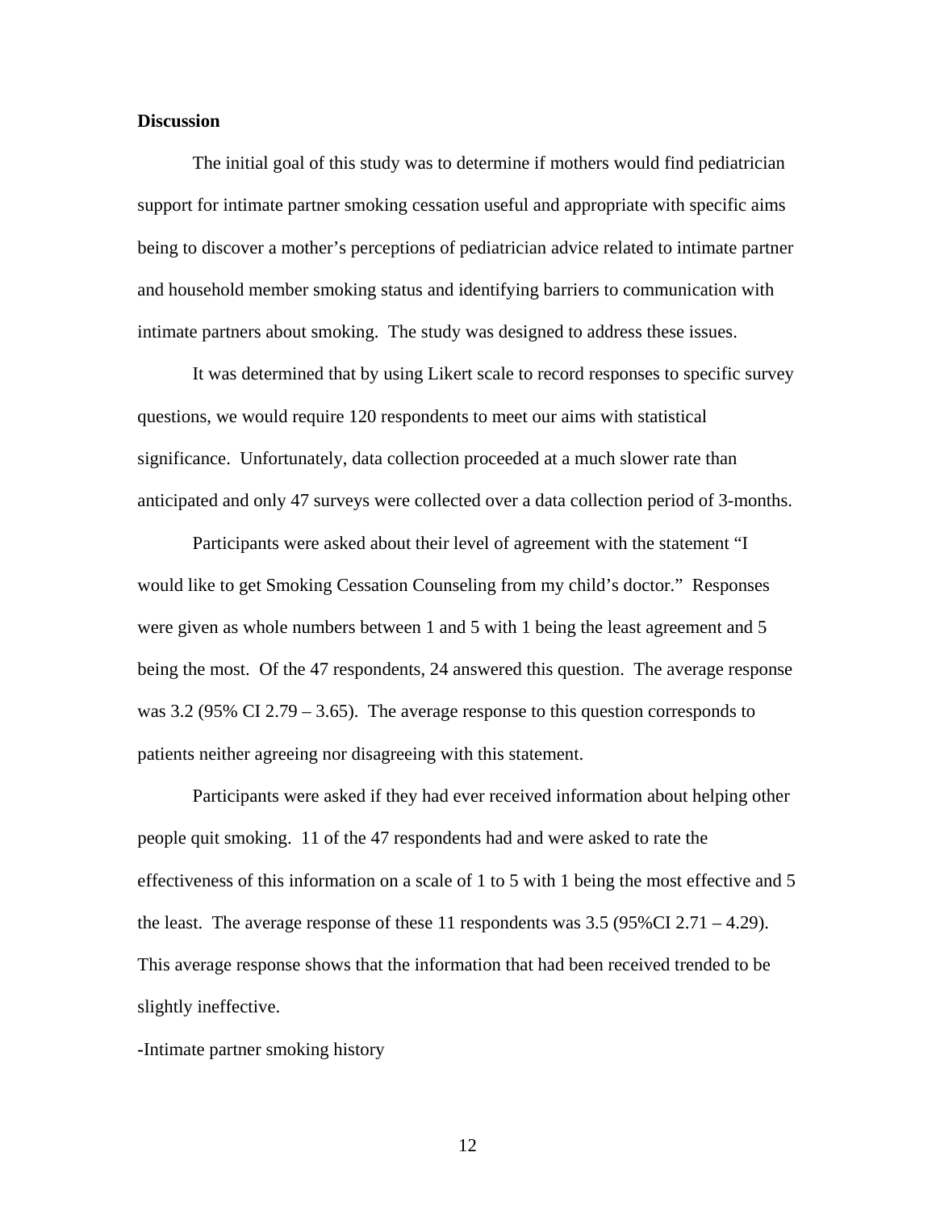**Discussion**

The initial goal of this study was to determine if mothers would find pediatrician support for intimate partner smoking cessation useful and appropriate with specific aims being to discover a mother's perceptions of pediatrician advice related to intimate partner and household member smoking status and identifying barriers to communication with intimate partners about smoking. The study was designed to address these issues.

It was determined that by using Likert scale to record responses to specific survey questions, we would require 120 respondents to meet our aims with statistical significance. Unfortunately, data collection proceeded at a much slower rate than anticipated and only 47 surveys were collected over a data collection period of 3-months.

Participants were asked about their level of agreement with the statement "I would like to get Smoking Cessation Counseling from my child's doctor." Responses were given as whole numbers between 1 and 5 with 1 being the least agreement and 5 being the most. Of the 47 respondents, 24 answered this question. The average response was 3.2 (95% CI 2.79 – 3.65). The average response to this question corresponds to patients neither agreeing nor disagreeing with this statement.

Participants were asked if they had ever received information about helping other people quit smoking. 11 of the 47 respondents had and were asked to rate the effectiveness of this information on a scale of 1 to 5 with 1 being the most effective and 5 the least. The average response of these 11 respondents was 3.5 (95%CI 2.71 – 4.29). This average response shows that the information that had been received trended to be slightly ineffective.

-Intimate partner smoking history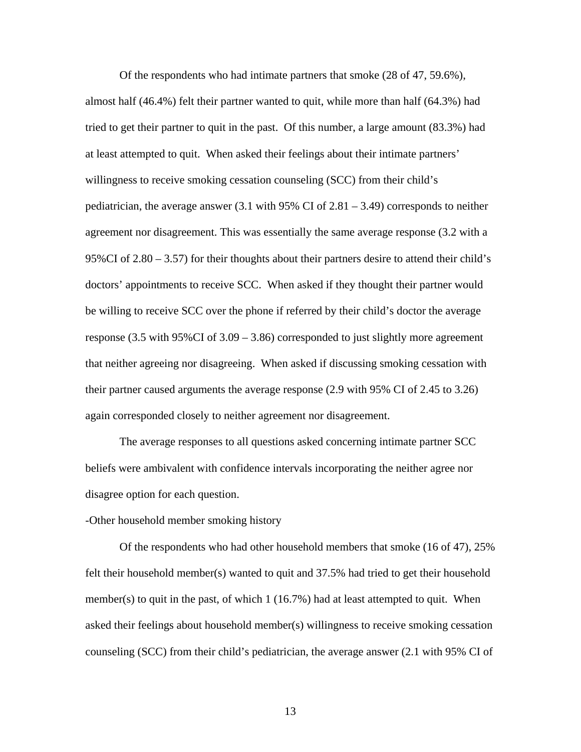Of the respondents who had intimate partners that smoke (28 of 47, 59.6%), almost half (46.4%) felt their partner wanted to quit, while more than half (64.3%) had tried to get their partner to quit in the past. Of this number, a large amount (83.3%) had at least attempted to quit. When asked their feelings about their intimate partners' willingness to receive smoking cessation counseling (SCC) from their child's pediatrician, the average answer (3.1 with 95% CI of 2.81 – 3.49) corresponds to neither agreement nor disagreement. This was essentially the same average response (3.2 with a 95%CI of 2.80 – 3.57) for their thoughts about their partners desire to attend their child's doctors' appointments to receive SCC. When asked if they thought their partner would be willing to receive SCC over the phone if referred by their child's doctor the average response (3.5 with 95%CI of 3.09 – 3.86) corresponded to just slightly more agreement that neither agreeing nor disagreeing. When asked if discussing smoking cessation with their partner caused arguments the average response (2.9 with 95% CI of 2.45 to 3.26) again corresponded closely to neither agreement nor disagreement.

The average responses to all questions asked concerning intimate partner SCC beliefs were ambivalent with confidence intervals incorporating the neither agree nor disagree option for each question.

-Other household member smoking history

Of the respondents who had other household members that smoke (16 of 47), 25% felt their household member(s) wanted to quit and 37.5% had tried to get their household member(s) to quit in the past, of which 1 (16.7%) had at least attempted to quit. When asked their feelings about household member(s) willingness to receive smoking cessation counseling (SCC) from their child's pediatrician, the average answer (2.1 with 95% CI of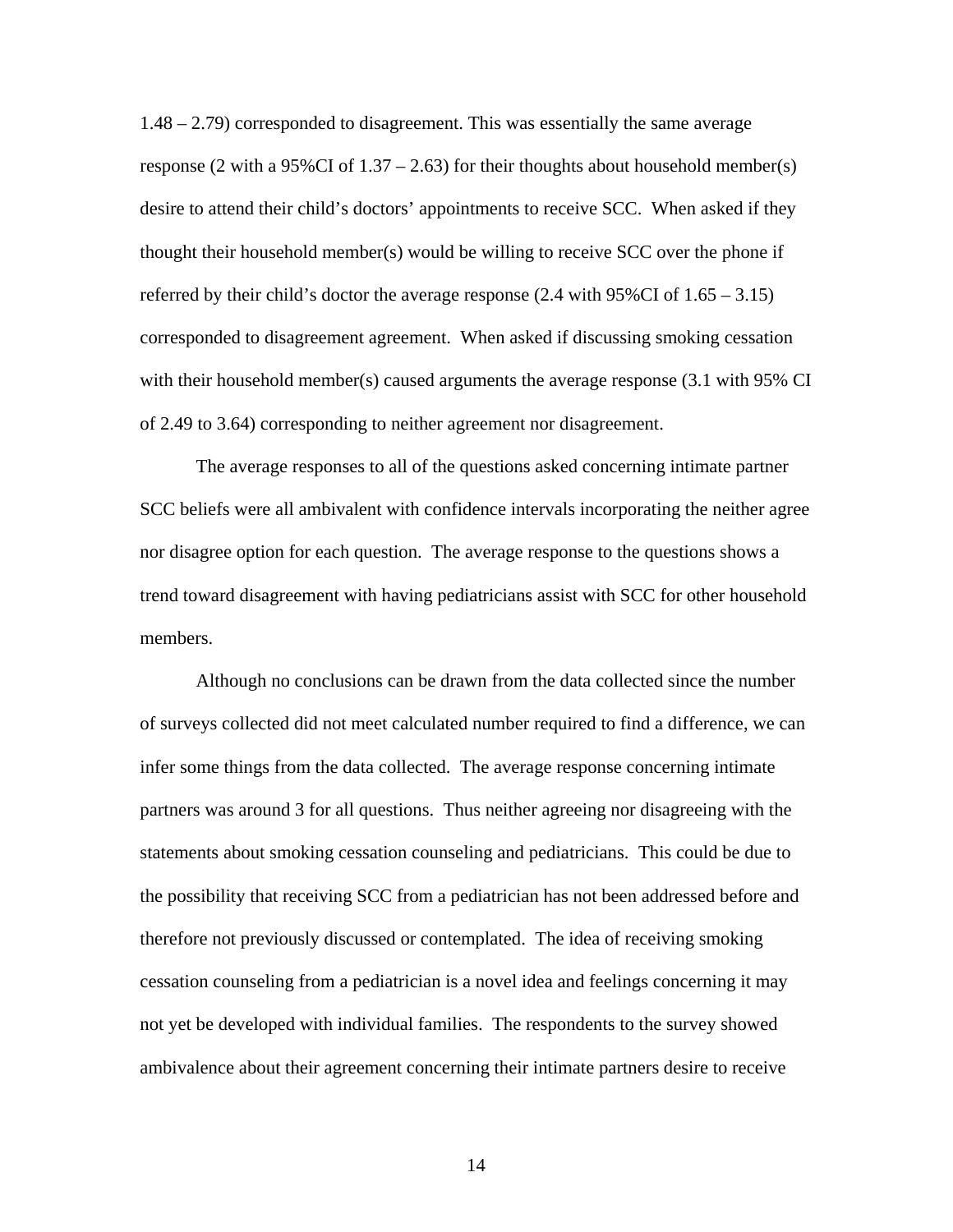1.48 – 2.79) corresponded to disagreement. This was essentially the same average response (2 with a 95%CI of 1.37 – 2.63) for their thoughts about household member(s) desire to attend their child's doctors' appointments to receive SCC. When asked if they thought their household member(s) would be willing to receive SCC over the phone if referred by their child's doctor the average response (2.4 with 95%CI of 1.65 – 3.15) corresponded to disagreement agreement. When asked if discussing smoking cessation with their household member(s) caused arguments the average response (3.1 with 95% CI of 2.49 to 3.64) corresponding to neither agreement nor disagreement.

The average responses to all of the questions asked concerning intimate partner SCC beliefs were all ambivalent with confidence intervals incorporating the neither agree nor disagree option for each question. The average response to the questions shows a trend toward disagreement with having pediatricians assist with SCC for other household members.

Although no conclusions can be drawn from the data collected since the number of surveys collected did not meet calculated number required to find a difference, we can infer some things from the data collected. The average response concerning intimate partners was around 3 for all questions. Thus neither agreeing nor disagreeing with the statements about smoking cessation counseling and pediatricians. This could be due to the possibility that receiving SCC from a pediatrician has not been addressed before and therefore not previously discussed or contemplated. The idea of receiving smoking cessation counseling from a pediatrician is a novel idea and feelings concerning it may not yet be developed with individual families. The respondents to the survey showed ambivalence about their agreement concerning their intimate partners desire to receive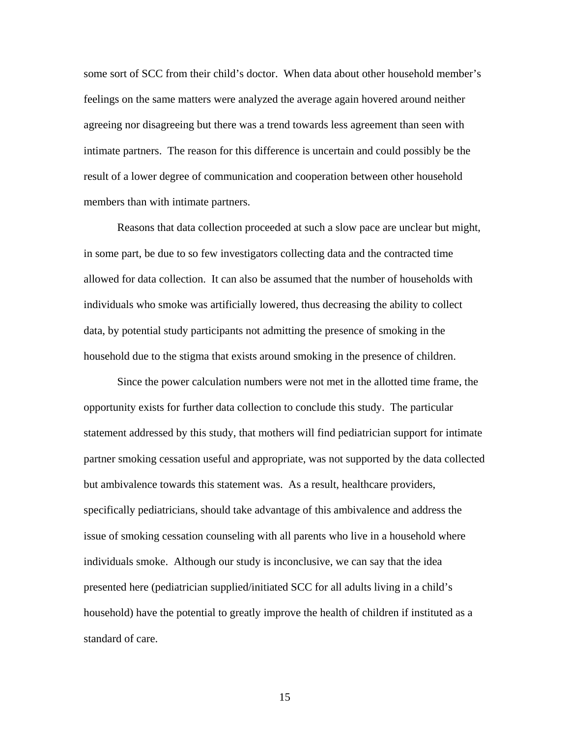some sort of SCC from their child's doctor. When data about other household member's feelings on the same matters were analyzed the average again hovered around neither agreeing nor disagreeing but there was a trend towards less agreement than seen with intimate partners. The reason for this difference is uncertain and could possibly be the result of a lower degree of communication and cooperation between other household members than with intimate partners.

Reasons that data collection proceeded at such a slow pace are unclear but might, in some part, be due to so few investigators collecting data and the contracted time allowed for data collection. It can also be assumed that the number of households with individuals who smoke was artificially lowered, thus decreasing the ability to collect data, by potential study participants not admitting the presence of smoking in the household due to the stigma that exists around smoking in the presence of children.

Since the power calculation numbers were not met in the allotted time frame, the opportunity exists for further data collection to conclude this study. The particular statement addressed by this study, that mothers will find pediatrician support for intimate partner smoking cessation useful and appropriate, was not supported by the data collected but ambivalence towards this statement was. As a result, healthcare providers, specifically pediatricians, should take advantage of this ambivalence and address the issue of smoking cessation counseling with all parents who live in a household where individuals smoke. Although our study is inconclusive, we can say that the idea presented here (pediatrician supplied/initiated SCC for all adults living in a child's household) have the potential to greatly improve the health of children if instituted as a standard of care.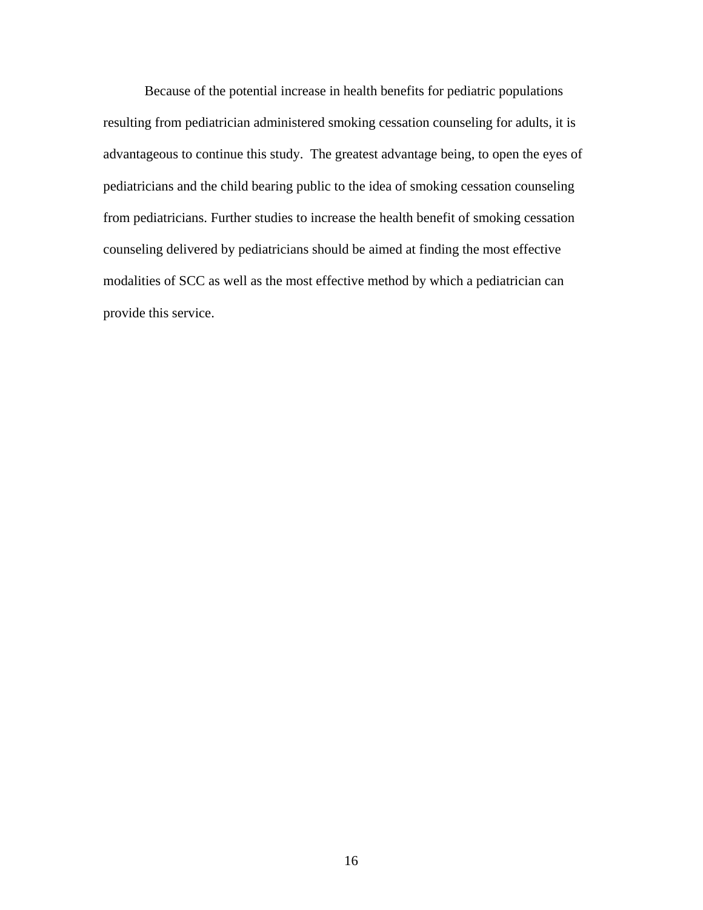Because of the potential increase in health benefits for pediatric populations resulting from pediatrician administered smoking cessation counseling for adults, it is advantageous to continue this study.  The greatest advantage being, to open the eyes of pediatricians and the child bearing public to the idea of smoking cessation counseling from pediatricians. Further studies to increase the health benefit of smoking cessation counseling delivered by pediatricians should be aimed at finding the most effective modalities of SCC as well as the most effective method by which a pediatrician can provide this service.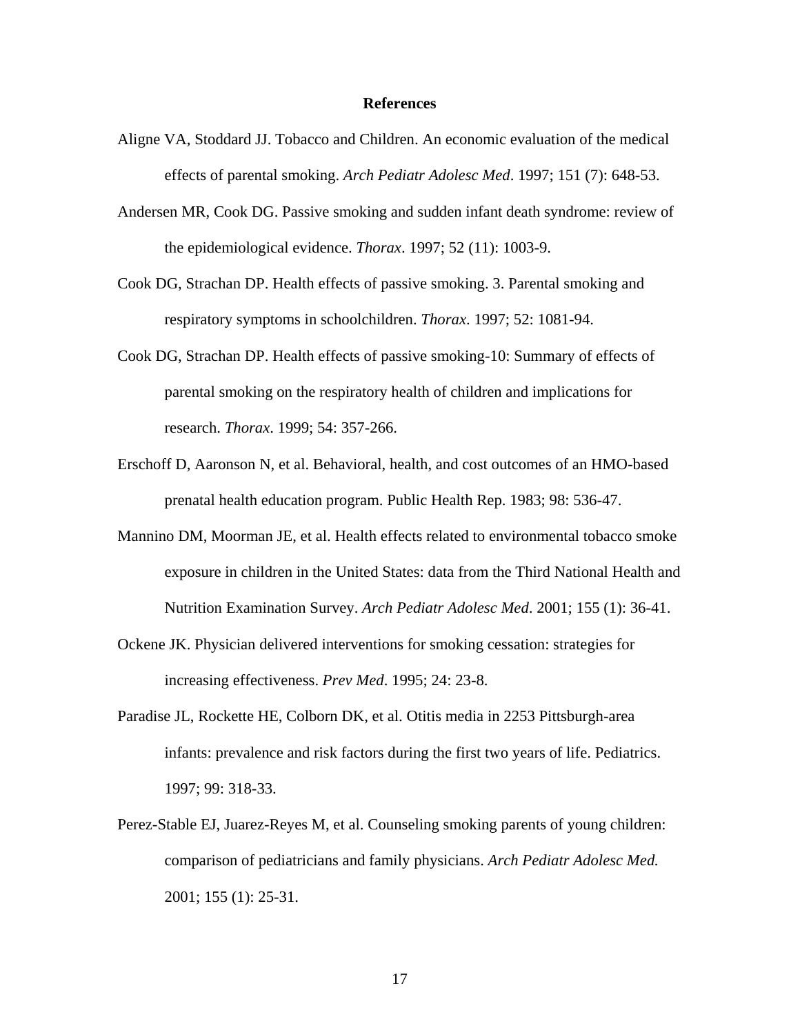## References

Aligne VA, Stoddard JJ. Tobacco and Children. An economic evaluation of the medical effects of parental smoking. *Arch Pediatr Adolesc Med*. 1997; 151 (7): 648-53.

Andersen MR, Cook DG. Passive smoking and sudden infant death syndrome: review of the epidemiological evidence. *Thorax*. 1997; 52 (11): 1003-9.

Cook DG, Strachan DP. Health effects of passive smoking. 3. Parental smoking and respiratory symptoms in schoolchildren. *Thorax*. 1997; 52: 1081-94.

Cook DG, Strachan DP. Health effects of passive smoking-10: Summary of effects of parental smoking on the respiratory health of children and implications for research. *Thorax*. 1999; 54: 357-266.

Erschoff D, Aaronson N, et al. Behavioral, health, and cost outcomes of an HMO-based prenatal health education program. Public Health Rep. 1983; 98: 536-47.

Mannino DM, Moorman JE, et al. Health effects related to environmental tobacco smoke exposure in children in the United States: data from the Third National Health and Nutrition Examination Survey. *Arch Pediatr Adolesc Med*. 2001; 155 (1): 36-41.

Ockene JK. Physician delivered interventions for smoking cessation: strategies for increasing effectiveness. *Prev Med*. 1995; 24: 23-8.

Paradise JL, Rockette HE, Colborn DK, et al. Otitis media in 2253 Pittsburgh-area infants: prevalence and risk factors during the first two years of life. Pediatrics. 1997; 99: 318-33.

Perez-Stable EJ, Juarez-Reyes M, et al. Counseling smoking parents of young children: comparison of pediatricians and family physicians. *Arch Pediatr Adolesc Med.* 2001; 155 (1): 25-31.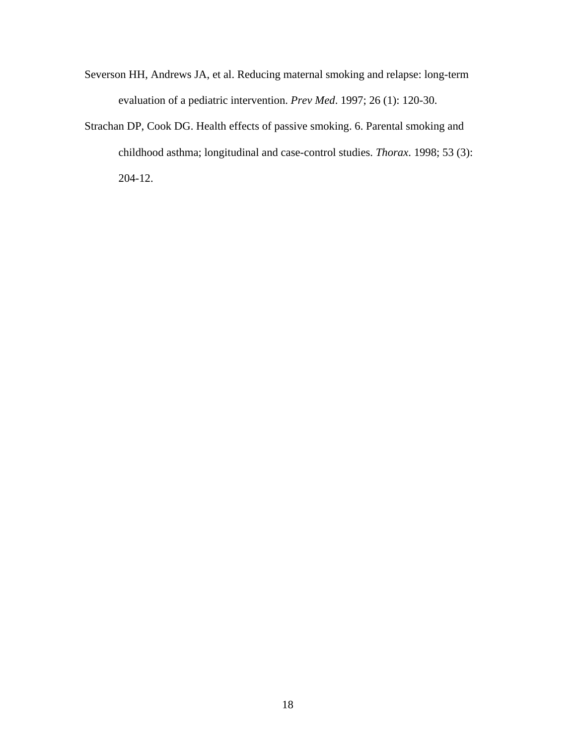Severson HH, Andrews JA, et al. Reducing maternal smoking and relapse: long-term evaluation of a pediatric intervention. *Prev Med*. 1997; 26 (1): 120-30.

Strachan DP, Cook DG. Health effects of passive smoking. 6. Parental smoking and childhood asthma; longitudinal and case-control studies. *Thorax*. 1998; 53 (3): 204-12.